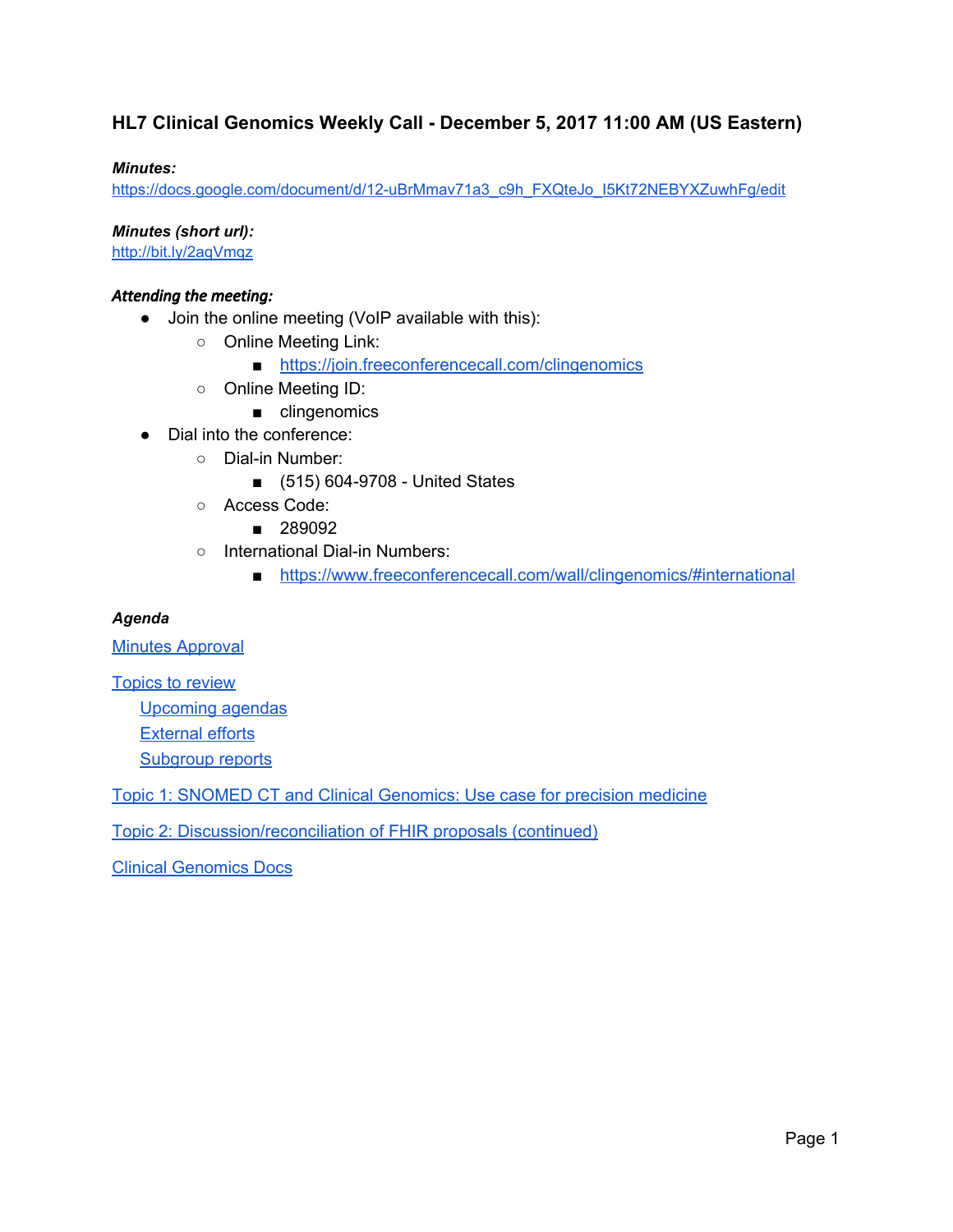## HL7 Clinical Genomics Weekly Call - December 5, 2017 11:00 AM (US Eastern)

***Minutes:***
https://docs.google.com/document/d/12-uBrMmav71a3_c9h_FXQteJo_I5Kt72NEBYXZuwhFg/edit

***Minutes (short url):***
http://bit.ly/2aqVmqz

***Attending the meeting:***

- Join the online meeting (VoIP available with this):
  - Online Meeting Link:
    - https://join.freeconferencecall.com/clingenomics
  - Online Meeting ID:
    - clingenomics
- Dial into the conference:
  - Dial-in Number:
    - (515) 604-9708 - United States
  - Access Code:
    - 289092
  - International Dial-in Numbers:
    - https://www.freeconferencecall.com/wall/clingenomics/#international

***Agenda***

Minutes Approval

Topics to review

  Upcoming agendas

  External efforts

  Subgroup reports

Topic 1: SNOMED CT and Clinical Genomics: Use case for precision medicine

Topic 2: Discussion/reconciliation of FHIR proposals (continued)

Clinical Genomics Docs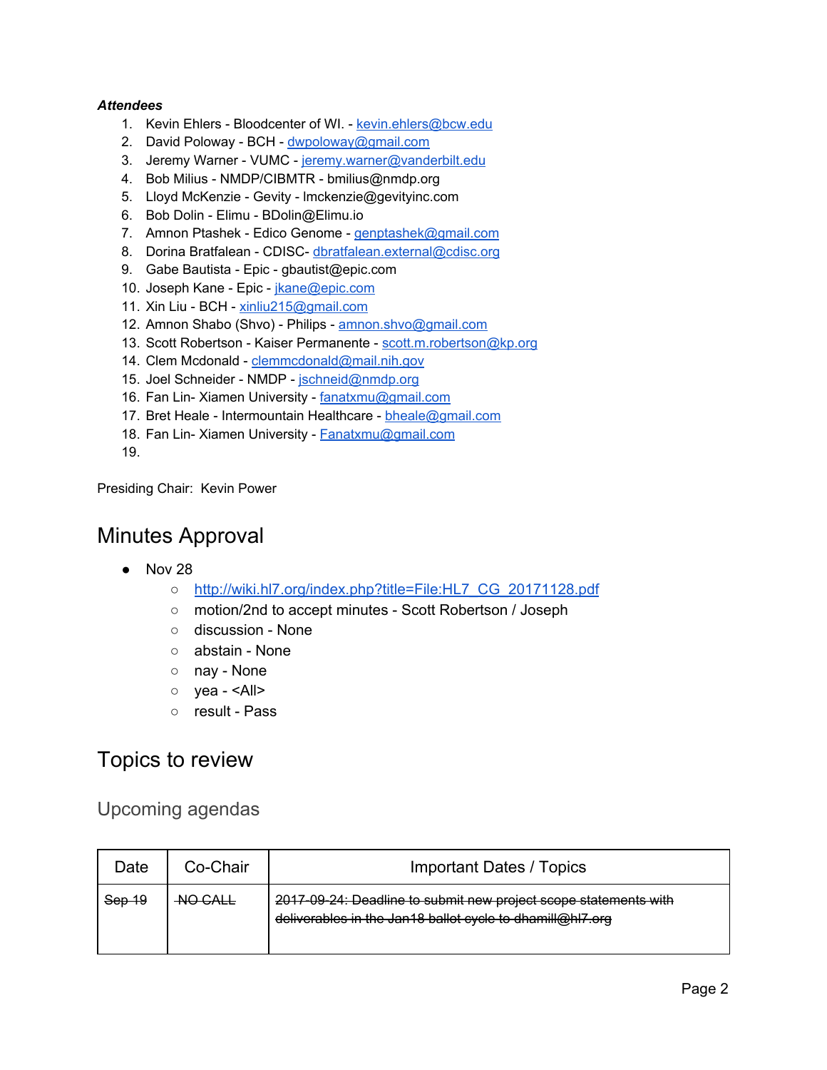***Attendees***

1. Kevin Ehlers - Bloodcenter of WI. - kevin.ehlers@bcw.edu
2. David Poloway - BCH - dwpoloway@gmail.com
3. Jeremy Warner - VUMC - jeremy.warner@vanderbilt.edu
4. Bob Milius - NMDP/CIBMTR - bmilius@nmdp.org
5. Lloyd McKenzie - Gevity - lmckenzie@gevityinc.com
6. Bob Dolin - Elimu - BDolin@Elimu.io
7. Amnon Ptashek - Edico Genome - genptashek@gmail.com
8. Dorina Bratfalean - CDISC- dbratfalean.external@cdisc.org
9. Gabe Bautista - Epic - gbautist@epic.com
10. Joseph Kane - Epic - jkane@epic.com
11. Xin Liu - BCH - xinliu215@gmail.com
12. Amnon Shabo (Shvo) - Philips - amnon.shvo@gmail.com
13. Scott Robertson - Kaiser Permanente - scott.m.robertson@kp.org
14. Clem Mcdonald - clemmcdonald@mail.nih.gov
15. Joel Schneider - NMDP - jschneid@nmdp.org
16. Fan Lin- Xiamen University - fanatxmu@gmail.com
17. Bret Heale - Intermountain Healthcare - bheale@gmail.com
18. Fan Lin- Xiamen University - Fanatxmu@gmail.com
19. 

Presiding Chair:  Kevin Power

# Minutes Approval

- Nov 28
  - http://wiki.hl7.org/index.php?title=File:HL7_CG_20171128.pdf
  - motion/2nd to accept minutes - Scott Robertson / Joseph
  - discussion - None
  - abstain - None
  - nay - None
  - yea - <All>
  - result - Pass

# Topics to review

## Upcoming agendas

| Date | Co-Chair | Important Dates / Topics |
|---|---|---|
| ~~Sep 19~~ | ~~NO CALL~~ | ~~2017-09-24: Deadline to submit new project scope statements with deliverables in the Jan18 ballot cycle to dhamill@hl7.org~~ |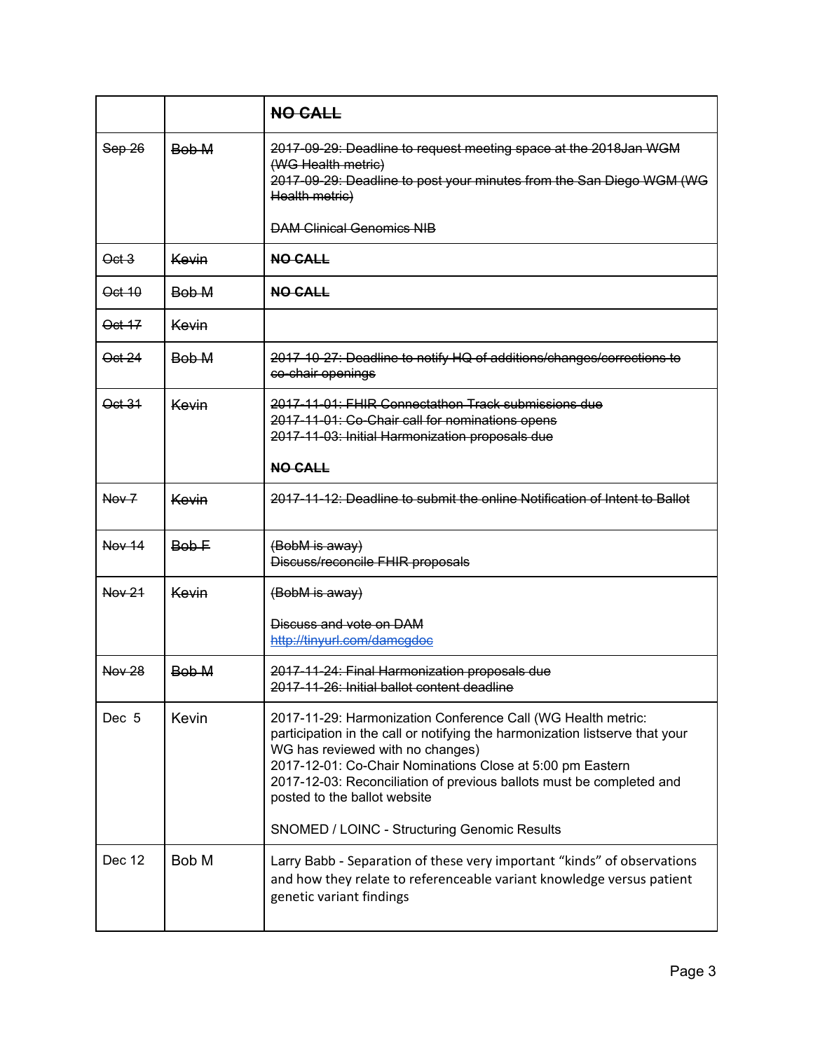| | | ~~**NO CALL**~~ |
|---|---|---|
| ~~Sep 26~~ | ~~Bob M~~ | ~~2017-09-29: Deadline to request meeting space at the 2018Jan WGM (WG Health metric)~~<br>~~2017-09-29: Deadline to post your minutes from the San Diego WGM (WG Health metric)~~<br><br>~~DAM Clinical Genomics NIB~~ |
| ~~Oct 3~~ | ~~Kevin~~ | ~~**NO CALL**~~ |
| ~~Oct 10~~ | ~~Bob M~~ | ~~**NO CALL**~~ |
| ~~Oct 17~~ | ~~Kevin~~ | |
| ~~Oct 24~~ | ~~Bob M~~ | ~~2017-10-27: Deadline to notify HQ of additions/changes/corrections to co-chair openings~~ |
| ~~Oct 31~~ | ~~Kevin~~ | ~~2017-11-01: FHIR Connectathon Track submissions due~~<br>~~2017-11-01: Co-Chair call for nominations opens~~<br>~~2017-11-03: Initial Harmonization proposals due~~<br><br>~~**NO CALL**~~ |
| ~~Nov 7~~ | ~~Kevin~~ | ~~2017-11-12: Deadline to submit the online Notification of Intent to Ballot~~ |
| ~~Nov 14~~ | ~~Bob F~~ | ~~(BobM is away)~~<br>~~Discuss/reconcile FHIR proposals~~ |
| ~~Nov 21~~ | ~~Kevin~~ | ~~(BobM is away)~~<br><br>~~Discuss and vote on DAM~~<br>~~http://tinyurl.com/damcgdoc~~ |
| ~~Nov 28~~ | ~~Bob M~~ | ~~2017-11-24: Final Harmonization proposals due~~<br>~~2017-11-26: Initial ballot content deadline~~ |
| Dec 5 | Kevin | 2017-11-29: Harmonization Conference Call (WG Health metric: participation in the call or notifying the harmonization listserve that your WG has reviewed with no changes)<br>2017-12-01: Co-Chair Nominations Close at 5:00 pm Eastern<br>2017-12-03: Reconciliation of previous ballots must be completed and posted to the ballot website<br><br>SNOMED / LOINC - Structuring Genomic Results |
| Dec 12 | Bob M | Larry Babb - Separation of these very important “kinds” of observations and how they relate to referenceable variant knowledge versus patient genetic variant findings |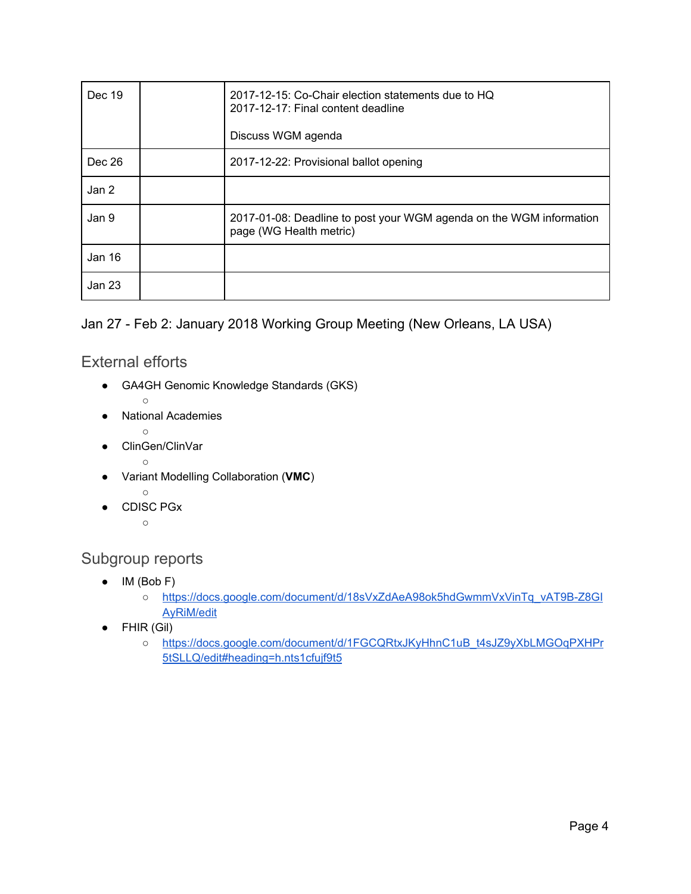| | | |
|---|---|---|
| Dec 19 | | 2017-12-15: Co-Chair election statements due to HQ<br>2017-12-17: Final content deadline<br><br>Discuss WGM agenda |
| Dec 26 | | 2017-12-22: Provisional ballot opening |
| Jan 2 | | |
| Jan 9 | | 2017-01-08: Deadline to post your WGM agenda on the WGM information page (WG Health metric) |
| Jan 16 | | |
| Jan 23 | | |

Jan 27 - Feb 2: January 2018 Working Group Meeting (New Orleans, LA USA)

## External efforts

- GA4GH Genomic Knowledge Standards (GKS)
  - 
- National Academies
  - 
- ClinGen/ClinVar
  - 
- Variant Modelling Collaboration (**VMC**)
  - 
- CDISC PGx
  - 

## Subgroup reports

- IM (Bob F)
  - https://docs.google.com/document/d/18sVxZdAeA98ok5hdGwmmVxVinTq_vAT9B-Z8GIAyRiM/edit
- FHIR (Gil)
  - https://docs.google.com/document/d/1FGCQRtxJKyHhnC1uB_t4sJZ9yXbLMGOqPXHPr5tSLLQ/edit#heading=h.nts1cfujf9t5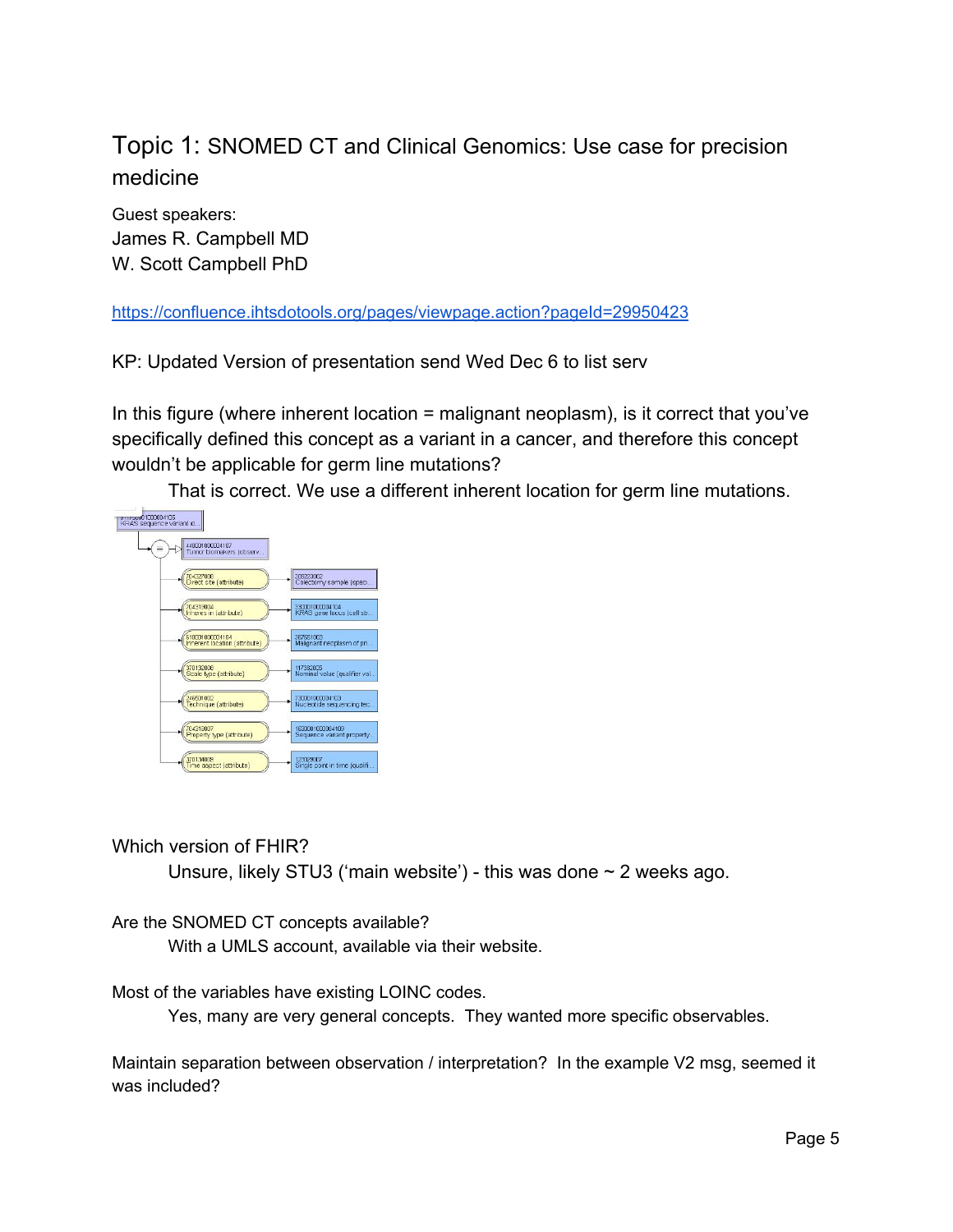# Topic 1: SNOMED CT and Clinical Genomics: Use case for precision medicine

Guest speakers:
James R. Campbell MD
W. Scott Campbell PhD

https://confluence.ihtsdotools.org/pages/viewpage.action?pageId=29950423

KP: Updated Version of presentation send Wed Dec 6 to list serv

In this figure (where inherent location = malignant neoplasm), is it correct that you've specifically defined this concept as a variant in a cancer, and therefore this concept wouldn't be applicable for germ line mutations?

> That is correct. We use a different inherent location for germ line mutations.

Which version of FHIR?

> Unsure, likely STU3 ('main website') - this was done ~ 2 weeks ago.

Are the SNOMED CT concepts available?

> With a UMLS account, available via their website.

Most of the variables have existing LOINC codes.

> Yes, many are very general concepts. They wanted more specific observables.

Maintain separation between observation / interpretation? In the example V2 msg, seemed it was included?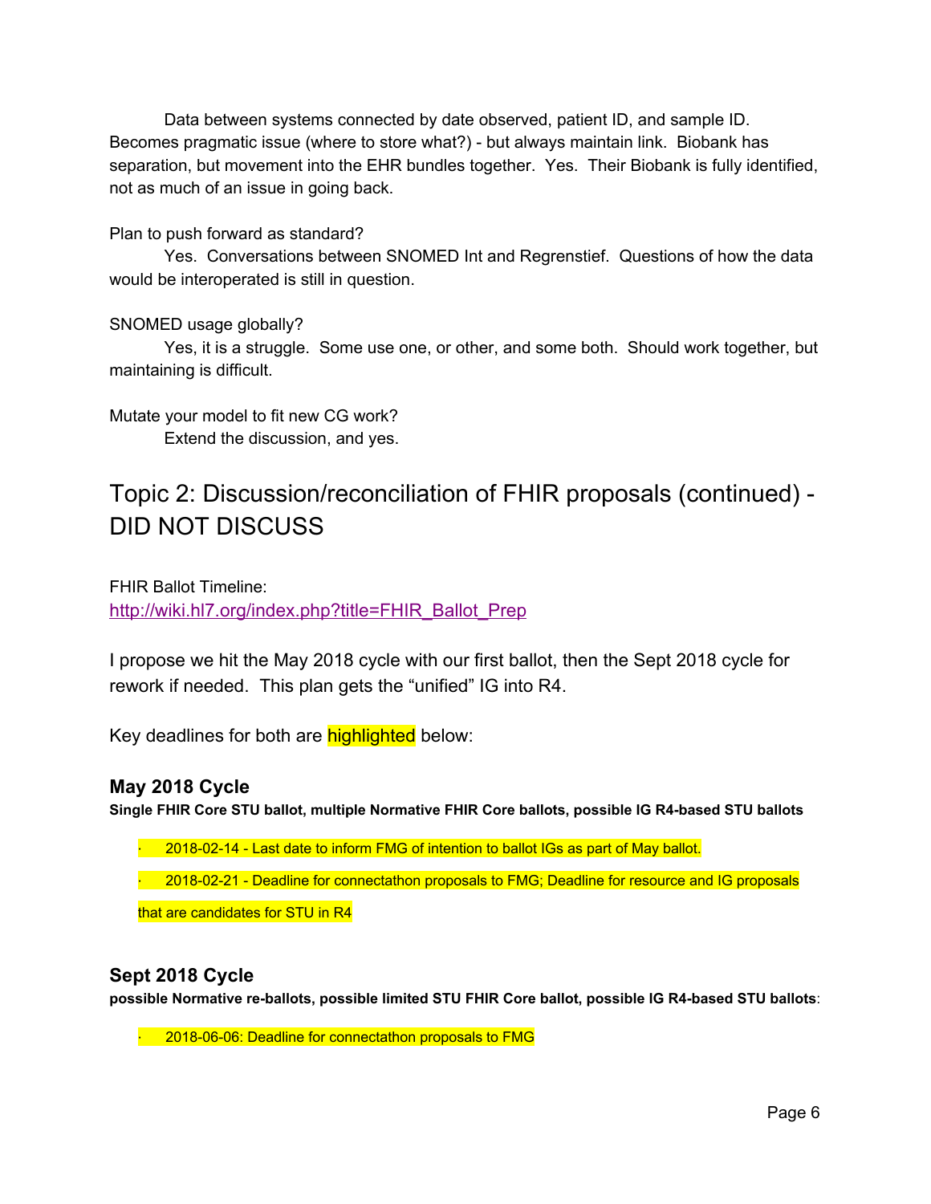Data between systems connected by date observed, patient ID, and sample ID. Becomes pragmatic issue (where to store what?) - but always maintain link. Biobank has separation, but movement into the EHR bundles together. Yes. Their Biobank is fully identified, not as much of an issue in going back.

Plan to push forward as standard?

Yes. Conversations between SNOMED Int and Regrenstief. Questions of how the data would be interoperated is still in question.

SNOMED usage globally?

Yes, it is a struggle. Some use one, or other, and some both. Should work together, but maintaining is difficult.

Mutate your model to fit new CG work?

Extend the discussion, and yes.

## Topic 2: Discussion/reconciliation of FHIR proposals (continued) - DID NOT DISCUSS

FHIR Ballot Timeline:
[http://wiki.hl7.org/index.php?title=FHIR_Ballot_Prep](http://wiki.hl7.org/index.php?title=FHIR_Ballot_Prep)

I propose we hit the May 2018 cycle with our first ballot, then the Sept 2018 cycle for rework if needed. This plan gets the "unified" IG into R4.

Key deadlines for both are highlighted below:

### May 2018 Cycle

**Single FHIR Core STU ballot, multiple Normative FHIR Core ballots, possible IG R4-based STU ballots**

- 2018-02-14 - Last date to inform FMG of intention to ballot IGs as part of May ballot.
- 2018-02-21 - Deadline for connectathon proposals to FMG; Deadline for resource and IG proposals that are candidates for STU in R4

### Sept 2018 Cycle

**possible Normative re-ballots, possible limited STU FHIR Core ballot, possible IG R4-based STU ballots**:

- 2018-06-06: Deadline for connectathon proposals to FMG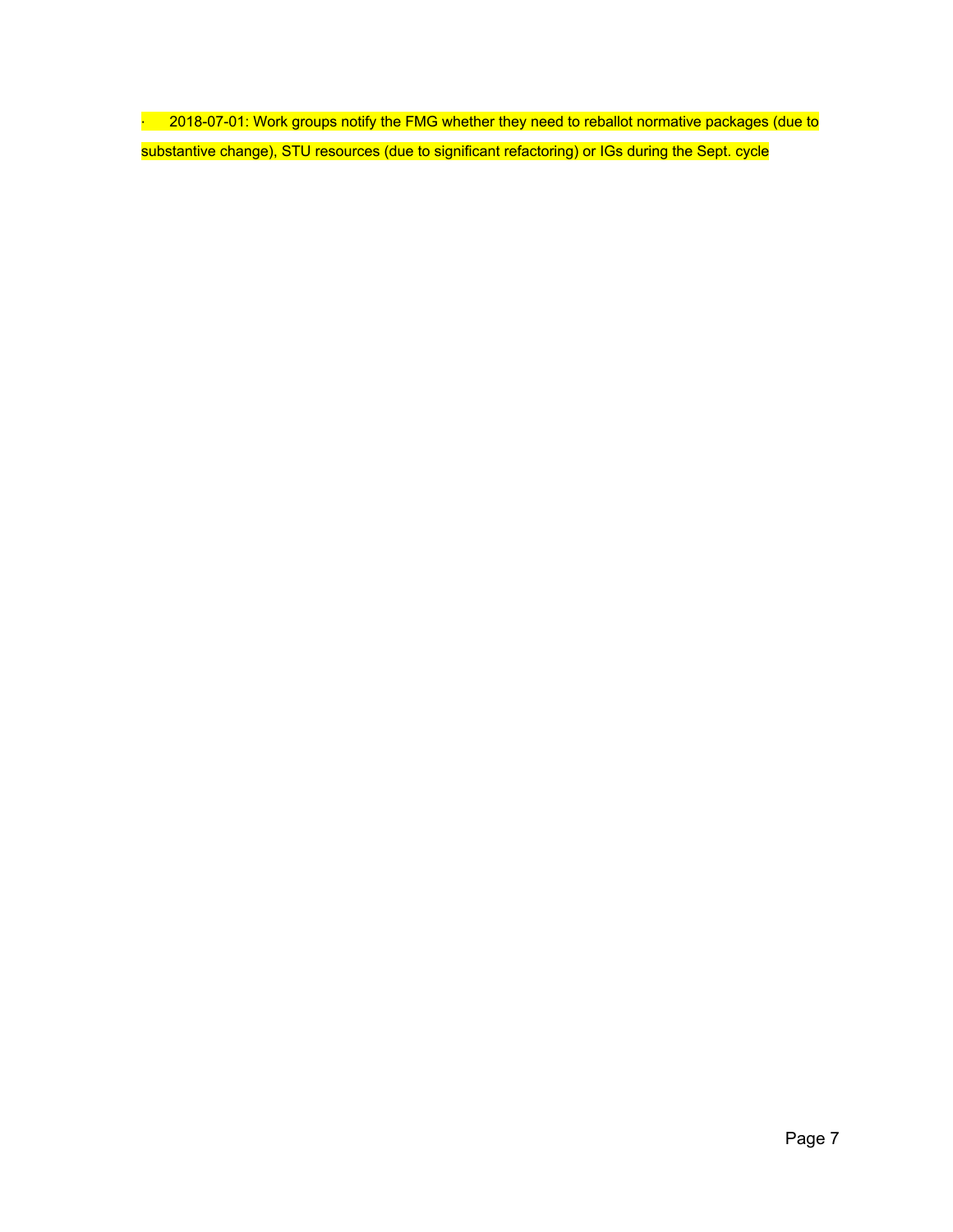- 2018-07-01: Work groups notify the FMG whether they need to reballot normative packages (due to substantive change), STU resources (due to significant refactoring) or IGs during the Sept. cycle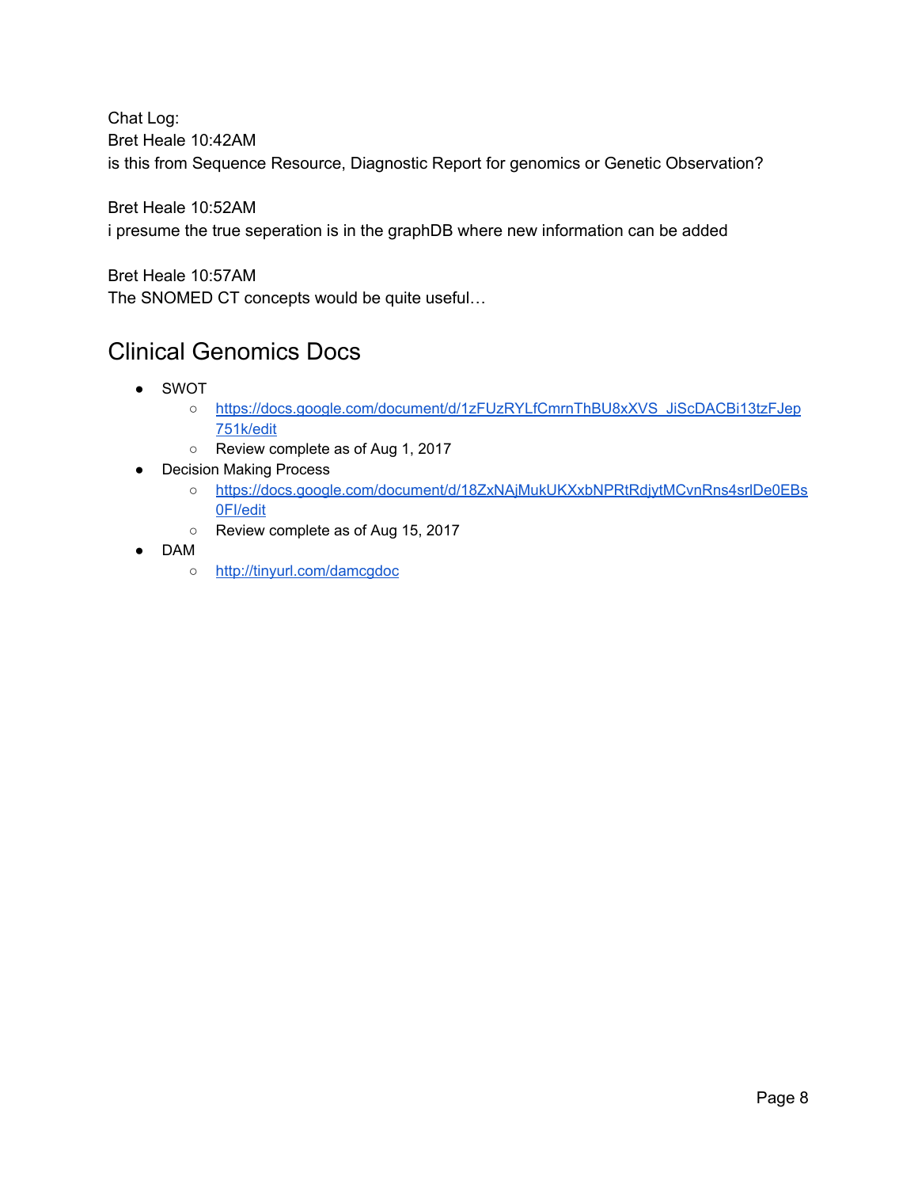Chat Log:
Bret Heale 10:42AM
is this from Sequence Resource, Diagnostic Report for genomics or Genetic Observation?

Bret Heale 10:52AM
i presume the true seperation is in the graphDB where new information can be added

Bret Heale 10:57AM
The SNOMED CT concepts would be quite useful…

## Clinical Genomics Docs

- SWOT
  - https://docs.google.com/document/d/1zFUzRYLfCmrnThBU8xXVS_JiScDACBi13tzFJep751k/edit
  - Review complete as of Aug 1, 2017
- Decision Making Process
  - https://docs.google.com/document/d/18ZxNAjMukUKXxbNPRtRdjytMCvnRns4srlDe0EBs0FI/edit
  - Review complete as of Aug 15, 2017
- DAM
  - http://tinyurl.com/damcgdoc